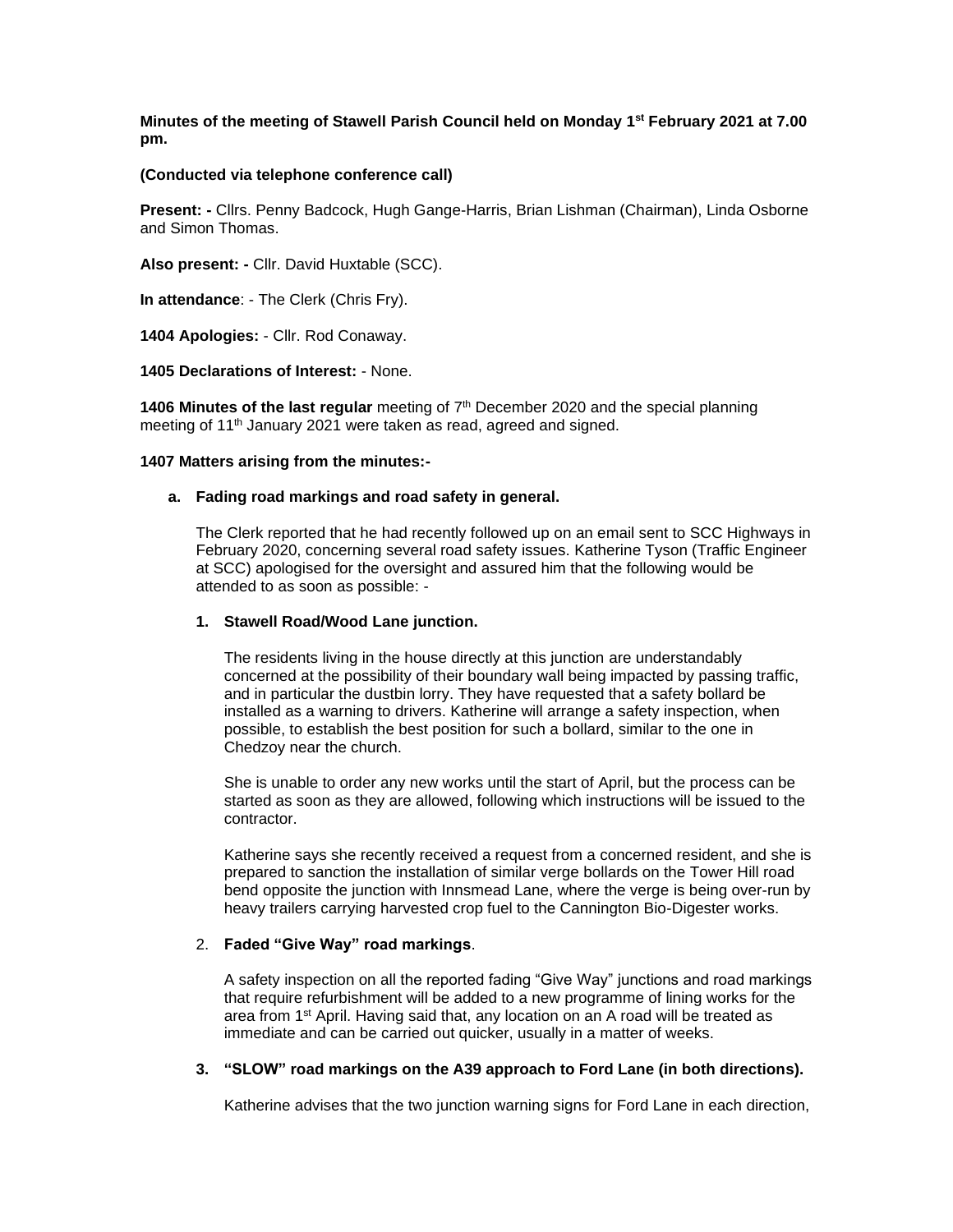**Minutes of the meeting of Stawell Parish Council held on Monday 1st February 2021 at 7.00 pm.**

**(Conducted via telephone conference call)**

**Present: -** Cllrs. Penny Badcock, Hugh Gange-Harris, Brian Lishman (Chairman), Linda Osborne and Simon Thomas.

**Also present: -** Cllr. David Huxtable (SCC).

**In attendance**: - The Clerk (Chris Fry).

**1404 Apologies:** - Cllr. Rod Conaway.

**1405 Declarations of Interest:** - None.

**1406 Minutes of the last regular** meeting of 7th December 2020 and the special planning meeting of 11th January 2021 were taken as read, agreed and signed.

**1407 Matters arising from the minutes:-**

**a. Fading road markings and road safety in general.**

The Clerk reported that he had recently followed up on an email sent to SCC Highways in February 2020, concerning several road safety issues. Katherine Tyson (Traffic Engineer at SCC) apologised for the oversight and assured him that the following would be attended to as soon as possible: -

**1. Stawell Road/Wood Lane junction.**

The residents living in the house directly at this junction are understandably concerned at the possibility of their boundary wall being impacted by passing traffic, and in particular the dustbin lorry. They have requested that a safety bollard be installed as a warning to drivers. Katherine will arrange a safety inspection, when possible, to establish the best position for such a bollard, similar to the one in Chedzoy near the church.

She is unable to order any new works until the start of April, but the process can be started as soon as they are allowed, following which instructions will be issued to the contractor.

Katherine says she recently received a request from a concerned resident, and she is prepared to sanction the installation of similar verge bollards on the Tower Hill road bend opposite the junction with Innsmead Lane, where the verge is being over-run by heavy trailers carrying harvested crop fuel to the Cannington Bio-Digester works.

2. **Faded "Give Way" road markings**.

A safety inspection on all the reported fading "Give Way" junctions and road markings that require refurbishment will be added to a new programme of lining works for the area from 1st April. Having said that, any location on an A road will be treated as immediate and can be carried out quicker, usually in a matter of weeks.

**3. "SLOW" road markings on the A39 approach to Ford Lane (in both directions).**

Katherine advises that the two junction warning signs for Ford Lane in each direction,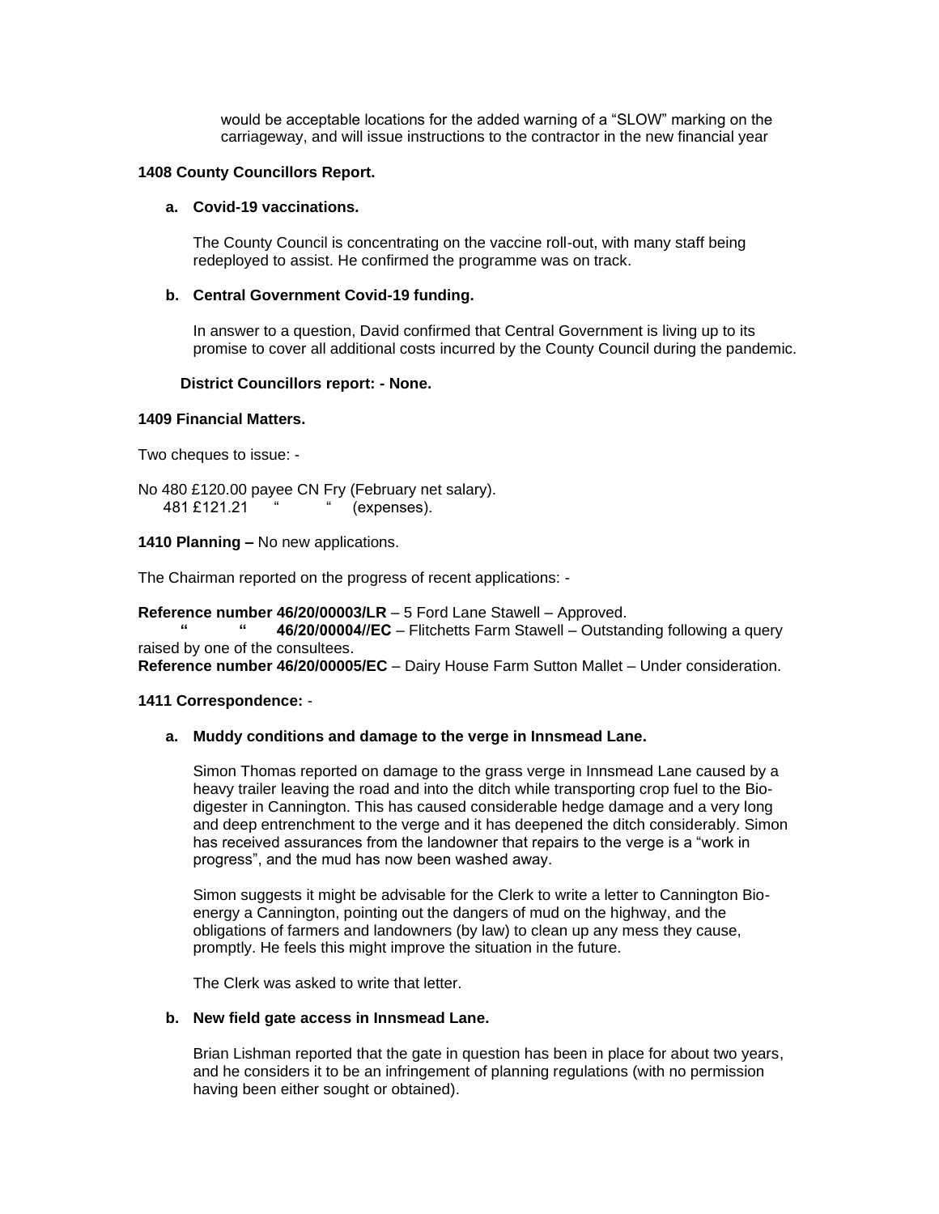would be acceptable locations for the added warning of a "SLOW" marking on the carriageway, and will issue instructions to the contractor in the new financial year

**1408 County Councillors Report.**

**a. Covid-19 vaccinations.**

The County Council is concentrating on the vaccine roll-out, with many staff being redeployed to assist. He confirmed the programme was on track.

**b. Central Government Covid-19 funding.**

In answer to a question, David confirmed that Central Government is living up to its promise to cover all additional costs incurred by the County Council during the pandemic.

**District Councillors report: - None.**

**1409 Financial Matters.**

Two cheques to issue: -

No 480 £120.00 payee CN Fry (February net salary).
481 £121.21 " " (expenses).

**1410 Planning –** No new applications.

The Chairman reported on the progress of recent applications: -

**Reference number 46/20/00003/LR** – 5 Ford Lane Stawell – Approved.
**" " 46/20/00004//EC** – Flitchetts Farm Stawell – Outstanding following a query raised by one of the consultees.
**Reference number 46/20/00005/EC** – Dairy House Farm Sutton Mallet – Under consideration.

**1411 Correspondence:** -

**a. Muddy conditions and damage to the verge in Innsmead Lane.**

Simon Thomas reported on damage to the grass verge in Innsmead Lane caused by a heavy trailer leaving the road and into the ditch while transporting crop fuel to the Bio-digester in Cannington. This has caused considerable hedge damage and a very long and deep entrenchment to the verge and it has deepened the ditch considerably. Simon has received assurances from the landowner that repairs to the verge is a "work in progress", and the mud has now been washed away.

Simon suggests it might be advisable for the Clerk to write a letter to Cannington Bio-energy a Cannington, pointing out the dangers of mud on the highway, and the obligations of farmers and landowners (by law) to clean up any mess they cause, promptly. He feels this might improve the situation in the future.

The Clerk was asked to write that letter.

**b. New field gate access in Innsmead Lane.**

Brian Lishman reported that the gate in question has been in place for about two years, and he considers it to be an infringement of planning regulations (with no permission having been either sought or obtained).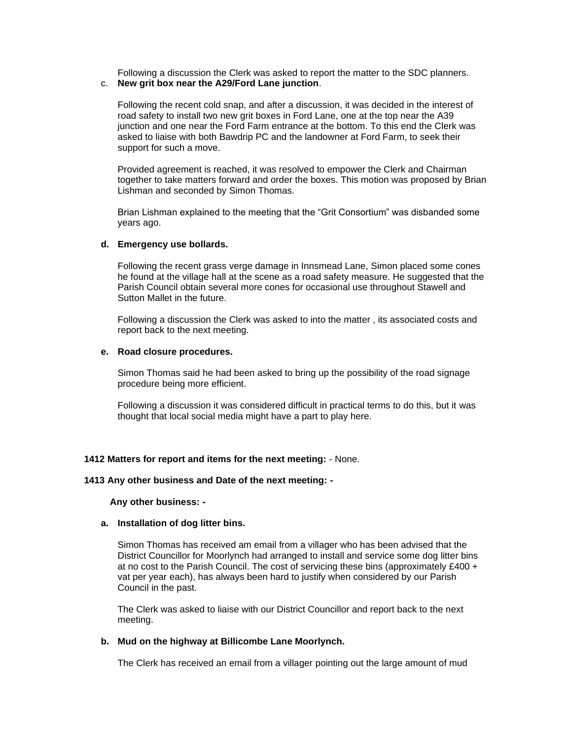Following a discussion the Clerk was asked to report the matter to the SDC planners.

c. **New grit box near the A29/Ford Lane junction**.

Following the recent cold snap, and after a discussion, it was decided in the interest of road safety to install two new grit boxes in Ford Lane, one at the top near the A39 junction and one near the Ford Farm entrance at the bottom. To this end the Clerk was asked to liaise with both Bawdrip PC and the landowner at Ford Farm, to seek their support for such a move.

Provided agreement is reached, it was resolved to empower the Clerk and Chairman together to take matters forward and order the boxes. This motion was proposed by Brian Lishman and seconded by Simon Thomas.

Brian Lishman explained to the meeting that the "Grit Consortium" was disbanded some years ago.

d. **Emergency use bollards.**

Following the recent grass verge damage in Innsmead Lane, Simon placed some cones he found at the village hall at the scene as a road safety measure. He suggested that the Parish Council obtain several more cones for occasional use throughout Stawell and Sutton Mallet in the future.

Following a discussion the Clerk was asked to into the matter , its associated costs and report back to the next meeting.

e. **Road closure procedures.**

Simon Thomas said he had been asked to bring up the possibility of the road signage procedure being more efficient.

Following a discussion it was considered difficult in practical terms to do this, but it was thought that local social media might have a part to play here.

**1412 Matters for report and items for the next meeting:** - None.

**1413 Any other business and Date of the next meeting: -**

**Any other business: -**

a. **Installation of dog litter bins.**

Simon Thomas has received am email from a villager who has been advised that the District Councillor for Moorlynch had arranged to install and service some dog litter bins at no cost to the Parish Council. The cost of servicing these bins (approximately £400 + vat per year each), has always been hard to justify when considered by our Parish Council in the past.

The Clerk was asked to liaise with our District Councillor and report back to the next meeting.

b. **Mud on the highway at Billicombe Lane Moorlynch.**

The Clerk has received an email from a villager pointing out the large amount of mud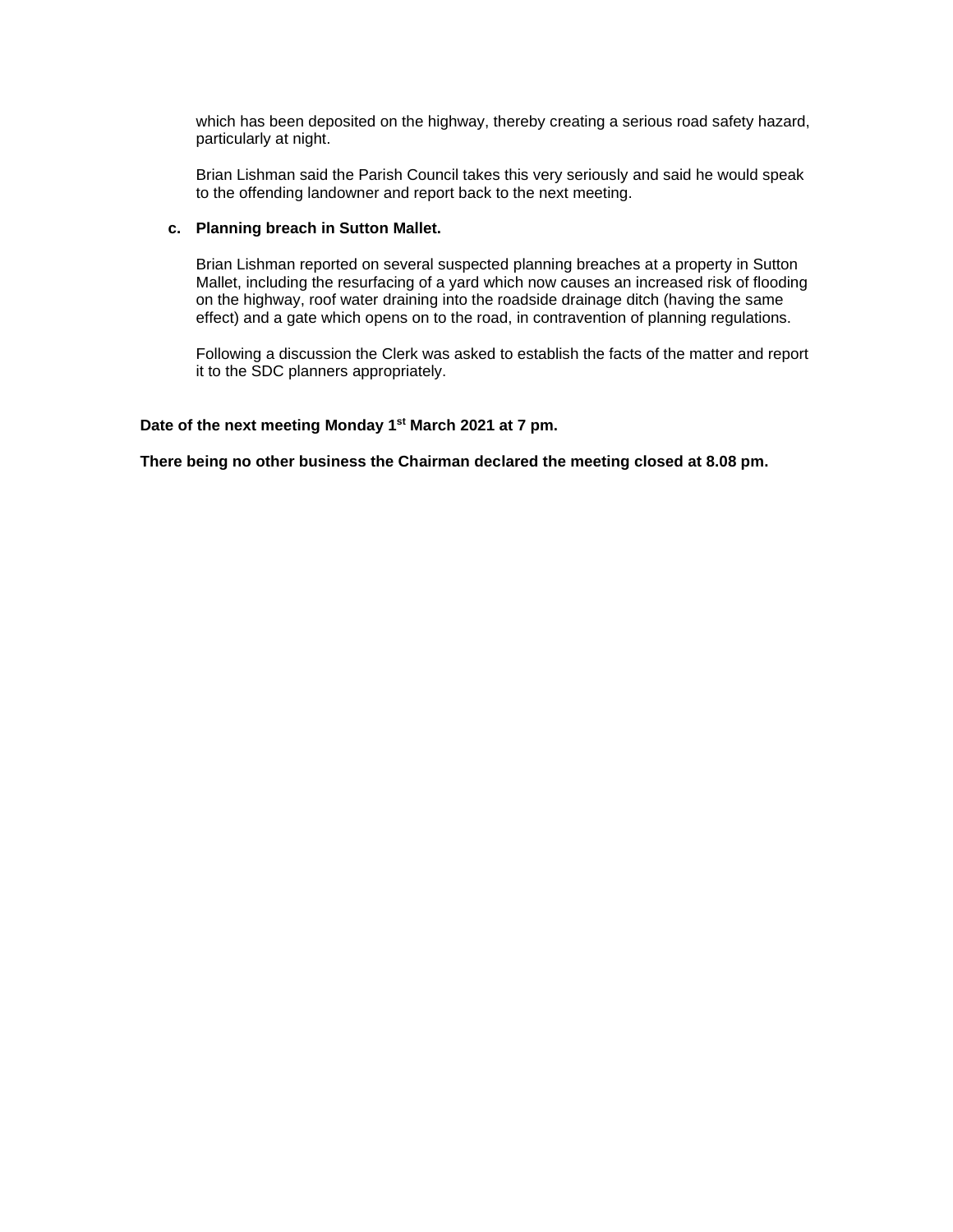which has been deposited on the highway, thereby creating a serious road safety hazard, particularly at night.

Brian Lishman said the Parish Council takes this very seriously and said he would speak to the offending landowner and report back to the next meeting.

**c. Planning breach in Sutton Mallet.**

Brian Lishman reported on several suspected planning breaches at a property in Sutton Mallet, including the resurfacing of a yard which now causes an increased risk of flooding on the highway, roof water draining into the roadside drainage ditch (having the same effect) and a gate which opens on to the road, in contravention of planning regulations.

Following a discussion the Clerk was asked to establish the facts of the matter and report it to the SDC planners appropriately.

**Date of the next meeting Monday 1st March 2021 at 7 pm.**

**There being no other business the Chairman declared the meeting closed at 8.08 pm.**